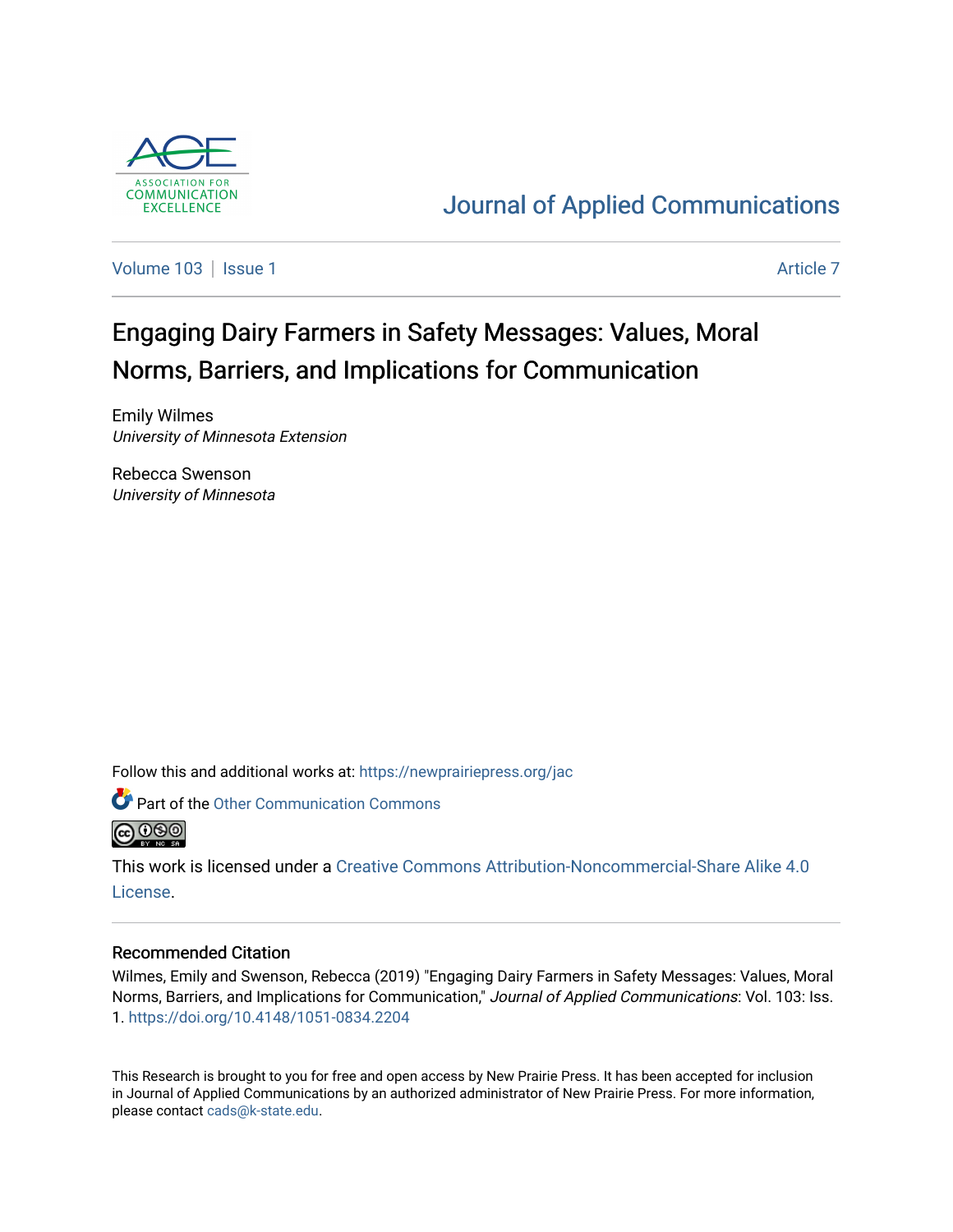Journal of Applied Communications

Volume 103 | Issue 1 — Article 7

# Engaging Dairy Farmers in Safety Messages: Values, Moral Norms, Barriers, and Implications for Communication

Emily Wilmes
*University of Minnesota Extension*

Rebecca Swenson
*University of Minnesota*

Follow this and additional works at: https://newprairiepress.org/jac

Part of the Other Communication Commons

This work is licensed under a Creative Commons Attribution-Noncommercial-Share Alike 4.0 License.

## Recommended Citation

Wilmes, Emily and Swenson, Rebecca (2019) "Engaging Dairy Farmers in Safety Messages: Values, Moral Norms, Barriers, and Implications for Communication," *Journal of Applied Communications*: Vol. 103: Iss. 1. https://doi.org/10.4148/1051-0834.2204

This Research is brought to you for free and open access by New Prairie Press. It has been accepted for inclusion in Journal of Applied Communications by an authorized administrator of New Prairie Press. For more information, please contact cads@k-state.edu.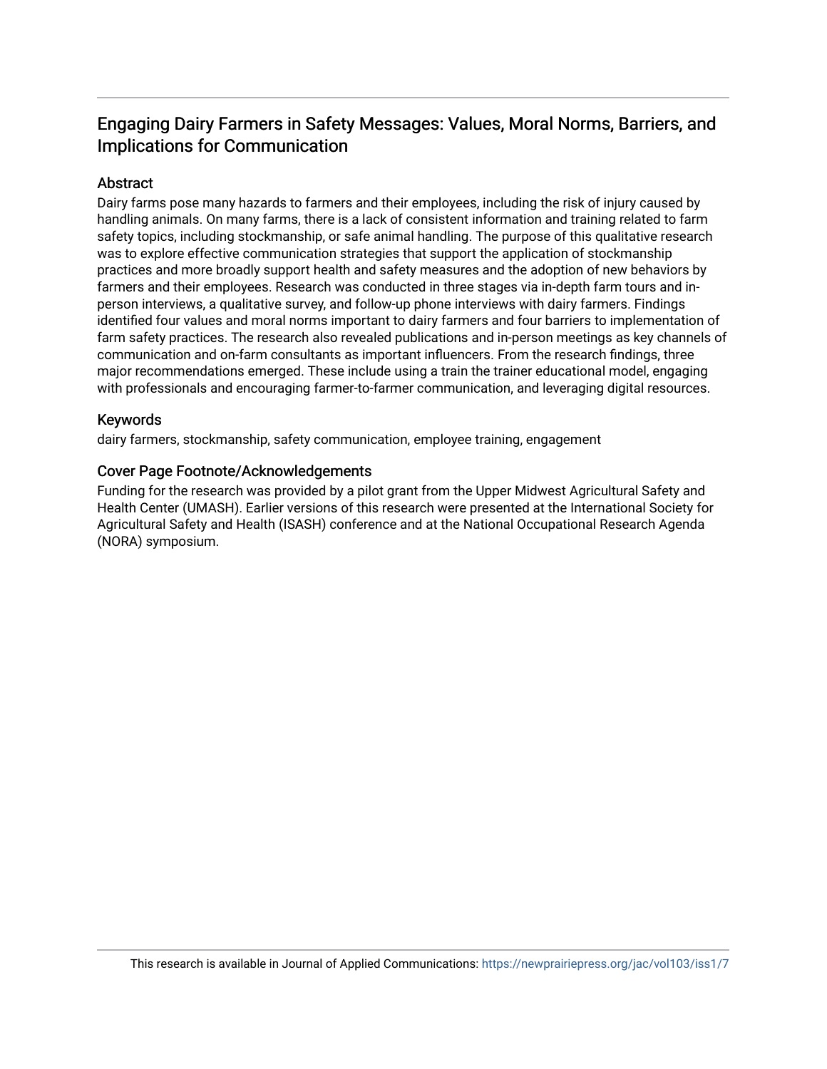## Engaging Dairy Farmers in Safety Messages: Values, Moral Norms, Barriers, and Implications for Communication

### Abstract

Dairy farms pose many hazards to farmers and their employees, including the risk of injury caused by handling animals. On many farms, there is a lack of consistent information and training related to farm safety topics, including stockmanship, or safe animal handling. The purpose of this qualitative research was to explore effective communication strategies that support the application of stockmanship practices and more broadly support health and safety measures and the adoption of new behaviors by farmers and their employees. Research was conducted in three stages via in-depth farm tours and in-person interviews, a qualitative survey, and follow-up phone interviews with dairy farmers. Findings identified four values and moral norms important to dairy farmers and four barriers to implementation of farm safety practices. The research also revealed publications and in-person meetings as key channels of communication and on-farm consultants as important influencers. From the research findings, three major recommendations emerged. These include using a train the trainer educational model, engaging with professionals and encouraging farmer-to-farmer communication, and leveraging digital resources.

### Keywords

dairy farmers, stockmanship, safety communication, employee training, engagement

### Cover Page Footnote/Acknowledgements

Funding for the research was provided by a pilot grant from the Upper Midwest Agricultural Safety and Health Center (UMASH). Earlier versions of this research were presented at the International Society for Agricultural Safety and Health (ISASH) conference and at the National Occupational Research Agenda (NORA) symposium.

This research is available in Journal of Applied Communications: https://newprairiepress.org/jac/vol103/iss1/7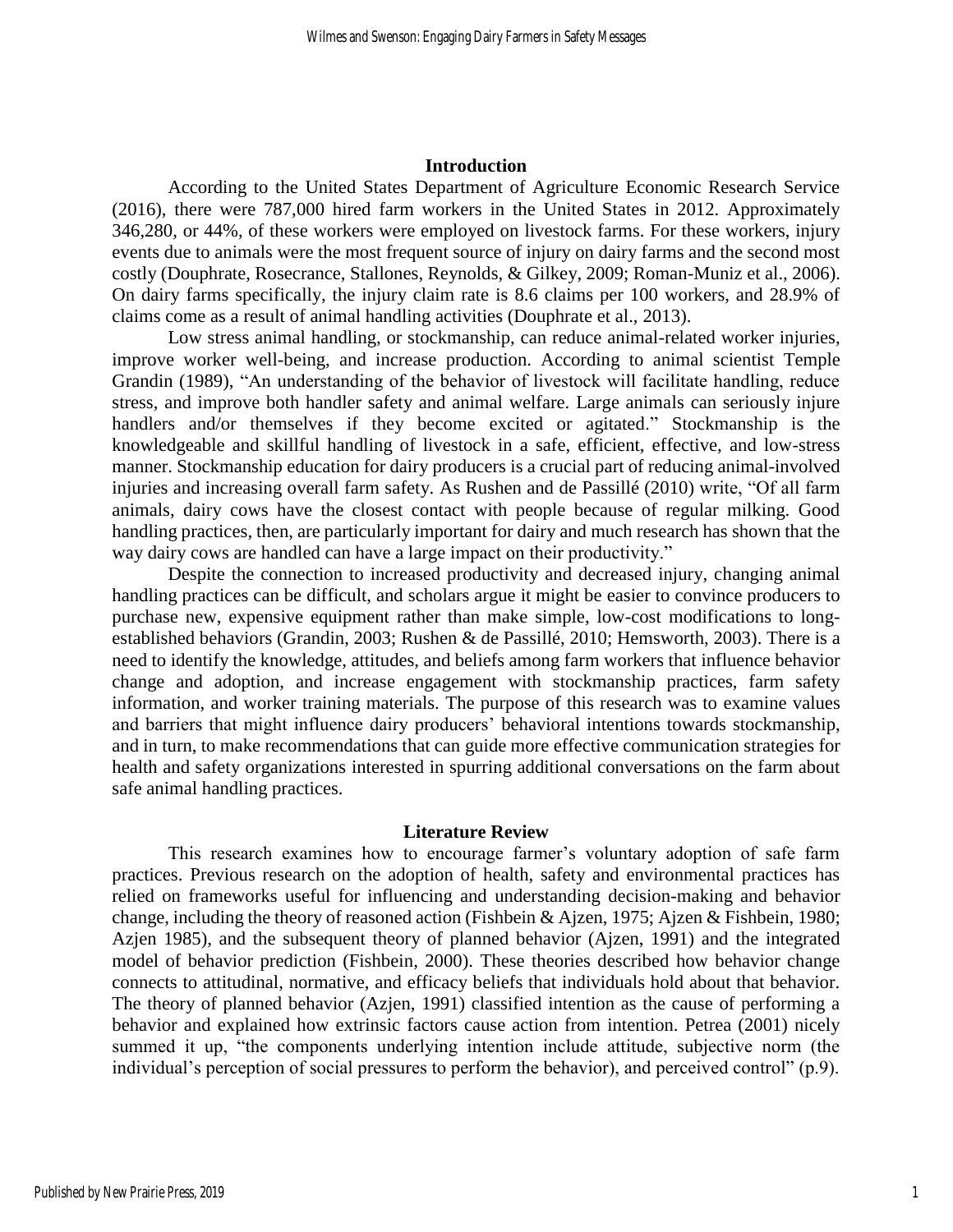## Introduction

According to the United States Department of Agriculture Economic Research Service (2016), there were 787,000 hired farm workers in the United States in 2012. Approximately 346,280, or 44%, of these workers were employed on livestock farms. For these workers, injury events due to animals were the most frequent source of injury on dairy farms and the second most costly (Douphrate, Rosecrance, Stallones, Reynolds, & Gilkey, 2009; Roman-Muniz et al., 2006). On dairy farms specifically, the injury claim rate is 8.6 claims per 100 workers, and 28.9% of claims come as a result of animal handling activities (Douphrate et al., 2013).

Low stress animal handling, or stockmanship, can reduce animal-related worker injuries, improve worker well-being, and increase production. According to animal scientist Temple Grandin (1989), "An understanding of the behavior of livestock will facilitate handling, reduce stress, and improve both handler safety and animal welfare. Large animals can seriously injure handlers and/or themselves if they become excited or agitated." Stockmanship is the knowledgeable and skillful handling of livestock in a safe, efficient, effective, and low-stress manner. Stockmanship education for dairy producers is a crucial part of reducing animal-involved injuries and increasing overall farm safety. As Rushen and de Passillé (2010) write, "Of all farm animals, dairy cows have the closest contact with people because of regular milking. Good handling practices, then, are particularly important for dairy and much research has shown that the way dairy cows are handled can have a large impact on their productivity."

Despite the connection to increased productivity and decreased injury, changing animal handling practices can be difficult, and scholars argue it might be easier to convince producers to purchase new, expensive equipment rather than make simple, low-cost modifications to long-established behaviors (Grandin, 2003; Rushen & de Passillé, 2010; Hemsworth, 2003). There is a need to identify the knowledge, attitudes, and beliefs among farm workers that influence behavior change and adoption, and increase engagement with stockmanship practices, farm safety information, and worker training materials. The purpose of this research was to examine values and barriers that might influence dairy producers' behavioral intentions towards stockmanship, and in turn, to make recommendations that can guide more effective communication strategies for health and safety organizations interested in spurring additional conversations on the farm about safe animal handling practices.

## Literature Review

This research examines how to encourage farmer's voluntary adoption of safe farm practices. Previous research on the adoption of health, safety and environmental practices has relied on frameworks useful for influencing and understanding decision-making and behavior change, including the theory of reasoned action (Fishbein & Ajzen, 1975; Ajzen & Fishbein, 1980; Azjen 1985), and the subsequent theory of planned behavior (Ajzen, 1991) and the integrated model of behavior prediction (Fishbein, 2000). These theories described how behavior change connects to attitudinal, normative, and efficacy beliefs that individuals hold about that behavior. The theory of planned behavior (Azjen, 1991) classified intention as the cause of performing a behavior and explained how extrinsic factors cause action from intention. Petrea (2001) nicely summed it up, "the components underlying intention include attitude, subjective norm (the individual's perception of social pressures to perform the behavior), and perceived control" (p.9).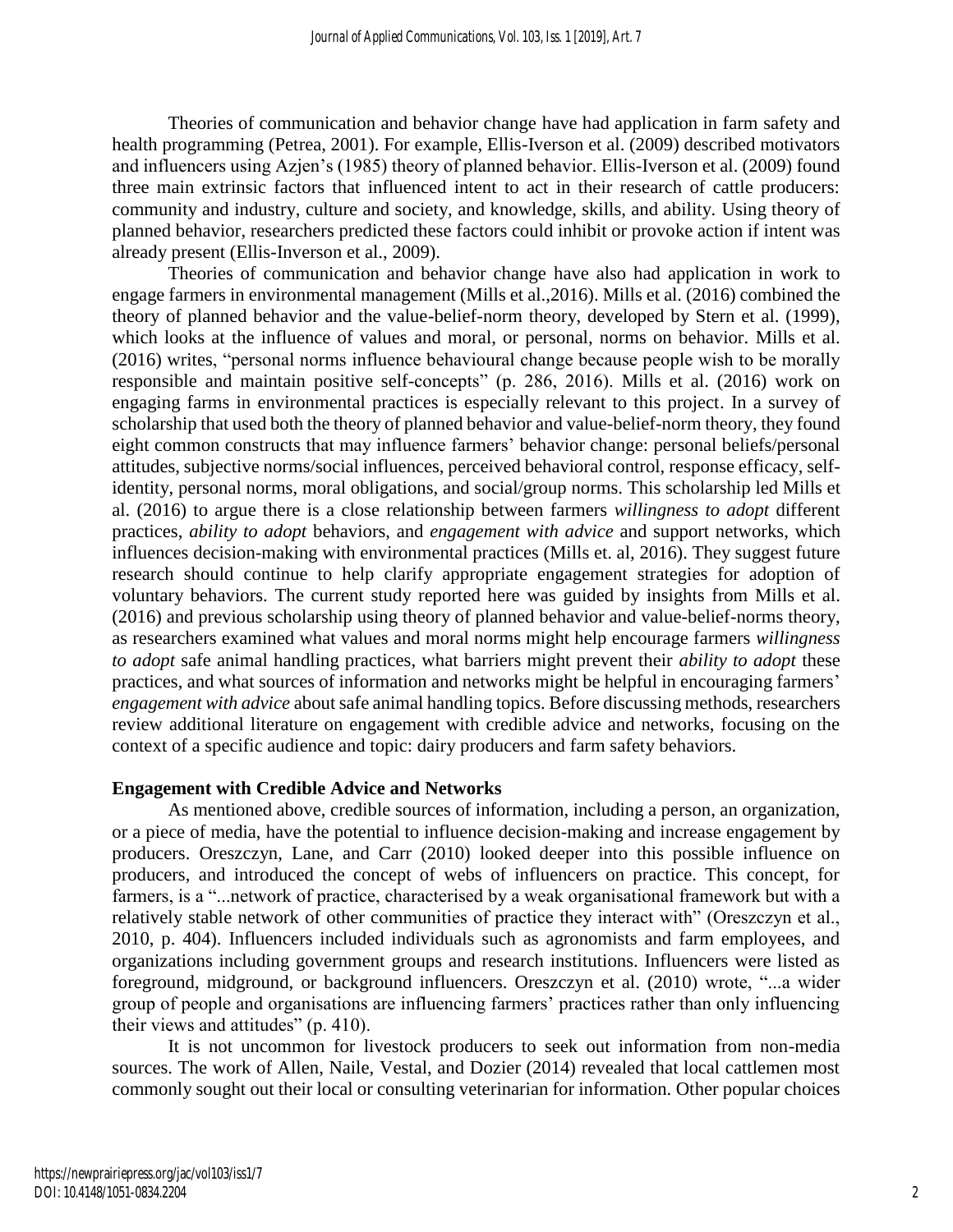Theories of communication and behavior change have had application in farm safety and health programming (Petrea, 2001). For example, Ellis-Iverson et al. (2009) described motivators and influencers using Azjen's (1985) theory of planned behavior. Ellis-Iverson et al. (2009) found three main extrinsic factors that influenced intent to act in their research of cattle producers: community and industry, culture and society, and knowledge, skills, and ability. Using theory of planned behavior, researchers predicted these factors could inhibit or provoke action if intent was already present (Ellis-Inverson et al., 2009).

Theories of communication and behavior change have also had application in work to engage farmers in environmental management (Mills et al.,2016). Mills et al. (2016) combined the theory of planned behavior and the value-belief-norm theory, developed by Stern et al. (1999), which looks at the influence of values and moral, or personal, norms on behavior. Mills et al. (2016) writes, "personal norms influence behavioural change because people wish to be morally responsible and maintain positive self-concepts" (p. 286, 2016). Mills et al. (2016) work on engaging farms in environmental practices is especially relevant to this project. In a survey of scholarship that used both the theory of planned behavior and value-belief-norm theory, they found eight common constructs that may influence farmers' behavior change: personal beliefs/personal attitudes, subjective norms/social influences, perceived behavioral control, response efficacy, self-identity, personal norms, moral obligations, and social/group norms. This scholarship led Mills et al. (2016) to argue there is a close relationship between farmers *willingness to adopt* different practices, *ability to adopt* behaviors, and *engagement with advice* and support networks, which influences decision-making with environmental practices (Mills et. al, 2016). They suggest future research should continue to help clarify appropriate engagement strategies for adoption of voluntary behaviors. The current study reported here was guided by insights from Mills et al. (2016) and previous scholarship using theory of planned behavior and value-belief-norms theory, as researchers examined what values and moral norms might help encourage farmers *willingness to adopt* safe animal handling practices, what barriers might prevent their *ability to adopt* these practices, and what sources of information and networks might be helpful in encouraging farmers' *engagement with advice* about safe animal handling topics. Before discussing methods, researchers review additional literature on engagement with credible advice and networks, focusing on the context of a specific audience and topic: dairy producers and farm safety behaviors.

### Engagement with Credible Advice and Networks

As mentioned above, credible sources of information, including a person, an organization, or a piece of media, have the potential to influence decision-making and increase engagement by producers. Oreszczyn, Lane, and Carr (2010) looked deeper into this possible influence on producers, and introduced the concept of webs of influencers on practice. This concept, for farmers, is a "...network of practice, characterised by a weak organisational framework but with a relatively stable network of other communities of practice they interact with" (Oreszczyn et al., 2010, p. 404). Influencers included individuals such as agronomists and farm employees, and organizations including government groups and research institutions. Influencers were listed as foreground, midground, or background influencers. Oreszczyn et al. (2010) wrote, "...a wider group of people and organisations are influencing farmers' practices rather than only influencing their views and attitudes" (p. 410).

It is not uncommon for livestock producers to seek out information from non-media sources. The work of Allen, Naile, Vestal, and Dozier (2014) revealed that local cattlemen most commonly sought out their local or consulting veterinarian for information. Other popular choices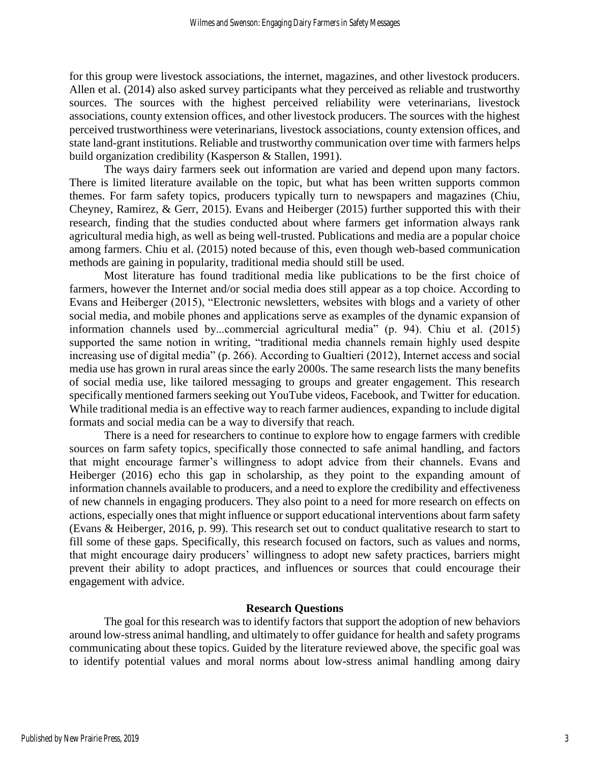for this group were livestock associations, the internet, magazines, and other livestock producers. Allen et al. (2014) also asked survey participants what they perceived as reliable and trustworthy sources. The sources with the highest perceived reliability were veterinarians, livestock associations, county extension offices, and other livestock producers. The sources with the highest perceived trustworthiness were veterinarians, livestock associations, county extension offices, and state land-grant institutions. Reliable and trustworthy communication over time with farmers helps build organization credibility (Kasperson & Stallen, 1991).

The ways dairy farmers seek out information are varied and depend upon many factors. There is limited literature available on the topic, but what has been written supports common themes. For farm safety topics, producers typically turn to newspapers and magazines (Chiu, Cheyney, Ramirez, & Gerr, 2015). Evans and Heiberger (2015) further supported this with their research, finding that the studies conducted about where farmers get information always rank agricultural media high, as well as being well-trusted. Publications and media are a popular choice among farmers. Chiu et al. (2015) noted because of this, even though web-based communication methods are gaining in popularity, traditional media should still be used.

Most literature has found traditional media like publications to be the first choice of farmers, however the Internet and/or social media does still appear as a top choice. According to Evans and Heiberger (2015), "Electronic newsletters, websites with blogs and a variety of other social media, and mobile phones and applications serve as examples of the dynamic expansion of information channels used by...commercial agricultural media" (p. 94). Chiu et al. (2015) supported the same notion in writing, "traditional media channels remain highly used despite increasing use of digital media" (p. 266). According to Gualtieri (2012), Internet access and social media use has grown in rural areas since the early 2000s. The same research lists the many benefits of social media use, like tailored messaging to groups and greater engagement. This research specifically mentioned farmers seeking out YouTube videos, Facebook, and Twitter for education. While traditional media is an effective way to reach farmer audiences, expanding to include digital formats and social media can be a way to diversify that reach.

There is a need for researchers to continue to explore how to engage farmers with credible sources on farm safety topics, specifically those connected to safe animal handling, and factors that might encourage farmer's willingness to adopt advice from their channels. Evans and Heiberger (2016) echo this gap in scholarship, as they point to the expanding amount of information channels available to producers, and a need to explore the credibility and effectiveness of new channels in engaging producers. They also point to a need for more research on effects on actions, especially ones that might influence or support educational interventions about farm safety (Evans & Heiberger, 2016, p. 99). This research set out to conduct qualitative research to start to fill some of these gaps. Specifically, this research focused on factors, such as values and norms, that might encourage dairy producers' willingness to adopt new safety practices, barriers might prevent their ability to adopt practices, and influences or sources that could encourage their engagement with advice.

## Research Questions

The goal for this research was to identify factors that support the adoption of new behaviors around low-stress animal handling, and ultimately to offer guidance for health and safety programs communicating about these topics. Guided by the literature reviewed above, the specific goal was to identify potential values and moral norms about low-stress animal handling among dairy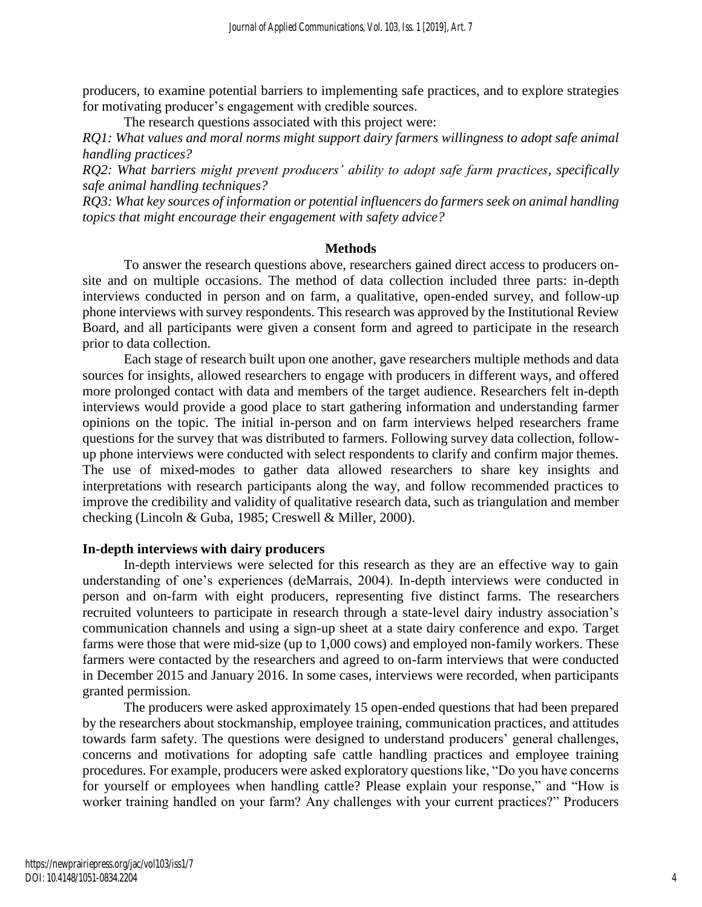producers, to examine potential barriers to implementing safe practices, and to explore strategies for motivating producer's engagement with credible sources.

The research questions associated with this project were:

*RQ1: What values and moral norms might support dairy farmers willingness to adopt safe animal handling practices?*

*RQ2: What barriers might prevent producers' ability to adopt safe farm practices, specifically safe animal handling techniques?*

*RQ3: What key sources of information or potential influencers do farmers seek on animal handling topics that might encourage their engagement with safety advice?*

## Methods

To answer the research questions above, researchers gained direct access to producers on-site and on multiple occasions. The method of data collection included three parts: in-depth interviews conducted in person and on farm, a qualitative, open-ended survey, and follow-up phone interviews with survey respondents. This research was approved by the Institutional Review Board, and all participants were given a consent form and agreed to participate in the research prior to data collection.

Each stage of research built upon one another, gave researchers multiple methods and data sources for insights, allowed researchers to engage with producers in different ways, and offered more prolonged contact with data and members of the target audience. Researchers felt in-depth interviews would provide a good place to start gathering information and understanding farmer opinions on the topic. The initial in-person and on farm interviews helped researchers frame questions for the survey that was distributed to farmers. Following survey data collection, follow-up phone interviews were conducted with select respondents to clarify and confirm major themes. The use of mixed-modes to gather data allowed researchers to share key insights and interpretations with research participants along the way, and follow recommended practices to improve the credibility and validity of qualitative research data, such as triangulation and member checking (Lincoln & Guba, 1985; Creswell & Miller, 2000).

### In-depth interviews with dairy producers

In-depth interviews were selected for this research as they are an effective way to gain understanding of one's experiences (deMarrais, 2004). In-depth interviews were conducted in person and on-farm with eight producers, representing five distinct farms. The researchers recruited volunteers to participate in research through a state-level dairy industry association's communication channels and using a sign-up sheet at a state dairy conference and expo. Target farms were those that were mid-size (up to 1,000 cows) and employed non-family workers. These farmers were contacted by the researchers and agreed to on-farm interviews that were conducted in December 2015 and January 2016. In some cases, interviews were recorded, when participants granted permission.

The producers were asked approximately 15 open-ended questions that had been prepared by the researchers about stockmanship, employee training, communication practices, and attitudes towards farm safety. The questions were designed to understand producers' general challenges, concerns and motivations for adopting safe cattle handling practices and employee training procedures. For example, producers were asked exploratory questions like, "Do you have concerns for yourself or employees when handling cattle? Please explain your response," and "How is worker training handled on your farm? Any challenges with your current practices?" Producers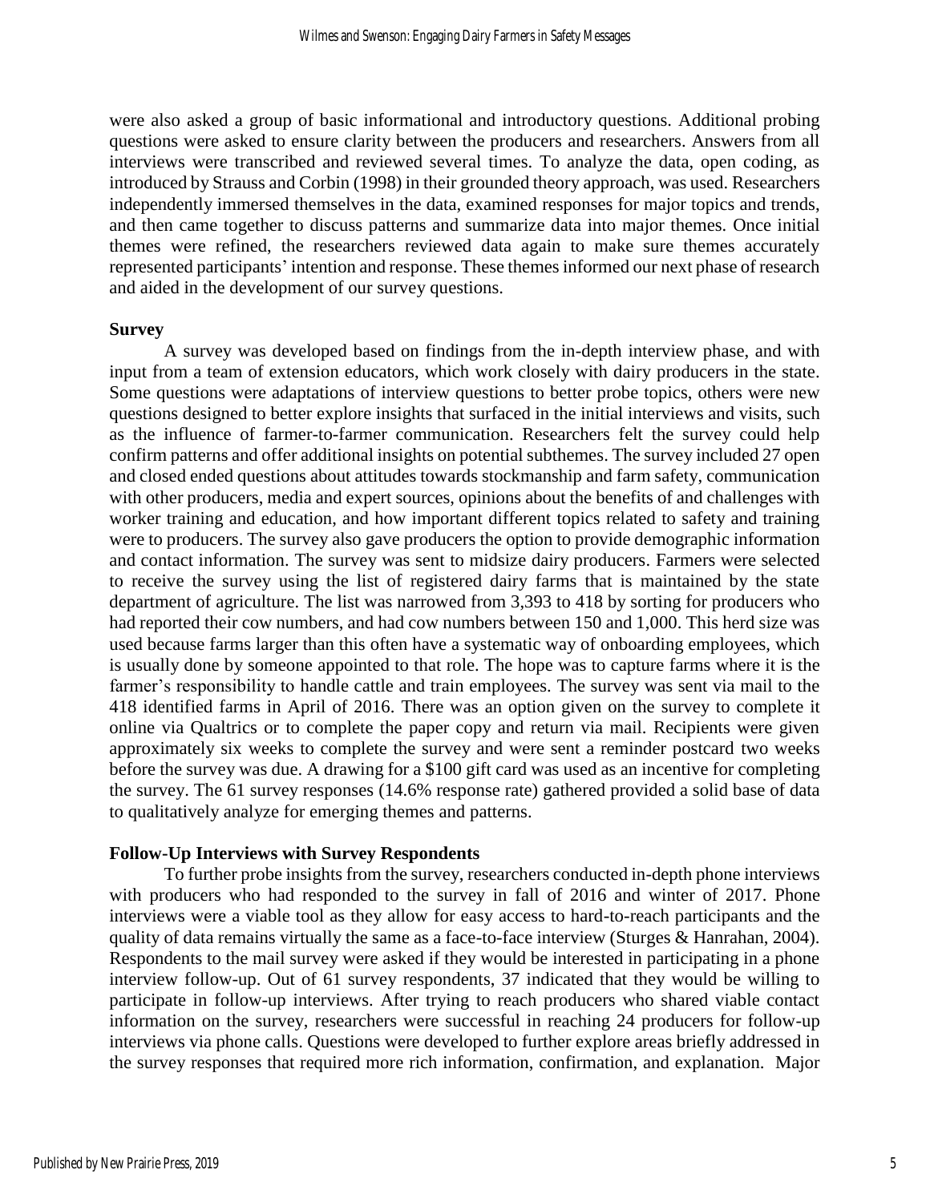were also asked a group of basic informational and introductory questions. Additional probing questions were asked to ensure clarity between the producers and researchers. Answers from all interviews were transcribed and reviewed several times. To analyze the data, open coding, as introduced by Strauss and Corbin (1998) in their grounded theory approach, was used. Researchers independently immersed themselves in the data, examined responses for major topics and trends, and then came together to discuss patterns and summarize data into major themes. Once initial themes were refined, the researchers reviewed data again to make sure themes accurately represented participants' intention and response. These themes informed our next phase of research and aided in the development of our survey questions.

**Survey**

A survey was developed based on findings from the in-depth interview phase, and with input from a team of extension educators, which work closely with dairy producers in the state. Some questions were adaptations of interview questions to better probe topics, others were new questions designed to better explore insights that surfaced in the initial interviews and visits, such as the influence of farmer-to-farmer communication. Researchers felt the survey could help confirm patterns and offer additional insights on potential subthemes. The survey included 27 open and closed ended questions about attitudes towards stockmanship and farm safety, communication with other producers, media and expert sources, opinions about the benefits of and challenges with worker training and education, and how important different topics related to safety and training were to producers. The survey also gave producers the option to provide demographic information and contact information. The survey was sent to midsize dairy producers. Farmers were selected to receive the survey using the list of registered dairy farms that is maintained by the state department of agriculture. The list was narrowed from 3,393 to 418 by sorting for producers who had reported their cow numbers, and had cow numbers between 150 and 1,000. This herd size was used because farms larger than this often have a systematic way of onboarding employees, which is usually done by someone appointed to that role. The hope was to capture farms where it is the farmer's responsibility to handle cattle and train employees. The survey was sent via mail to the 418 identified farms in April of 2016. There was an option given on the survey to complete it online via Qualtrics or to complete the paper copy and return via mail. Recipients were given approximately six weeks to complete the survey and were sent a reminder postcard two weeks before the survey was due. A drawing for a $100 gift card was used as an incentive for completing the survey. The 61 survey responses (14.6% response rate) gathered provided a solid base of data to qualitatively analyze for emerging themes and patterns.

**Follow-Up Interviews with Survey Respondents**

To further probe insights from the survey, researchers conducted in-depth phone interviews with producers who had responded to the survey in fall of 2016 and winter of 2017. Phone interviews were a viable tool as they allow for easy access to hard-to-reach participants and the quality of data remains virtually the same as a face-to-face interview (Sturges & Hanrahan, 2004). Respondents to the mail survey were asked if they would be interested in participating in a phone interview follow-up. Out of 61 survey respondents, 37 indicated that they would be willing to participate in follow-up interviews. After trying to reach producers who shared viable contact information on the survey, researchers were successful in reaching 24 producers for follow-up interviews via phone calls. Questions were developed to further explore areas briefly addressed in the survey responses that required more rich information, confirmation, and explanation. Major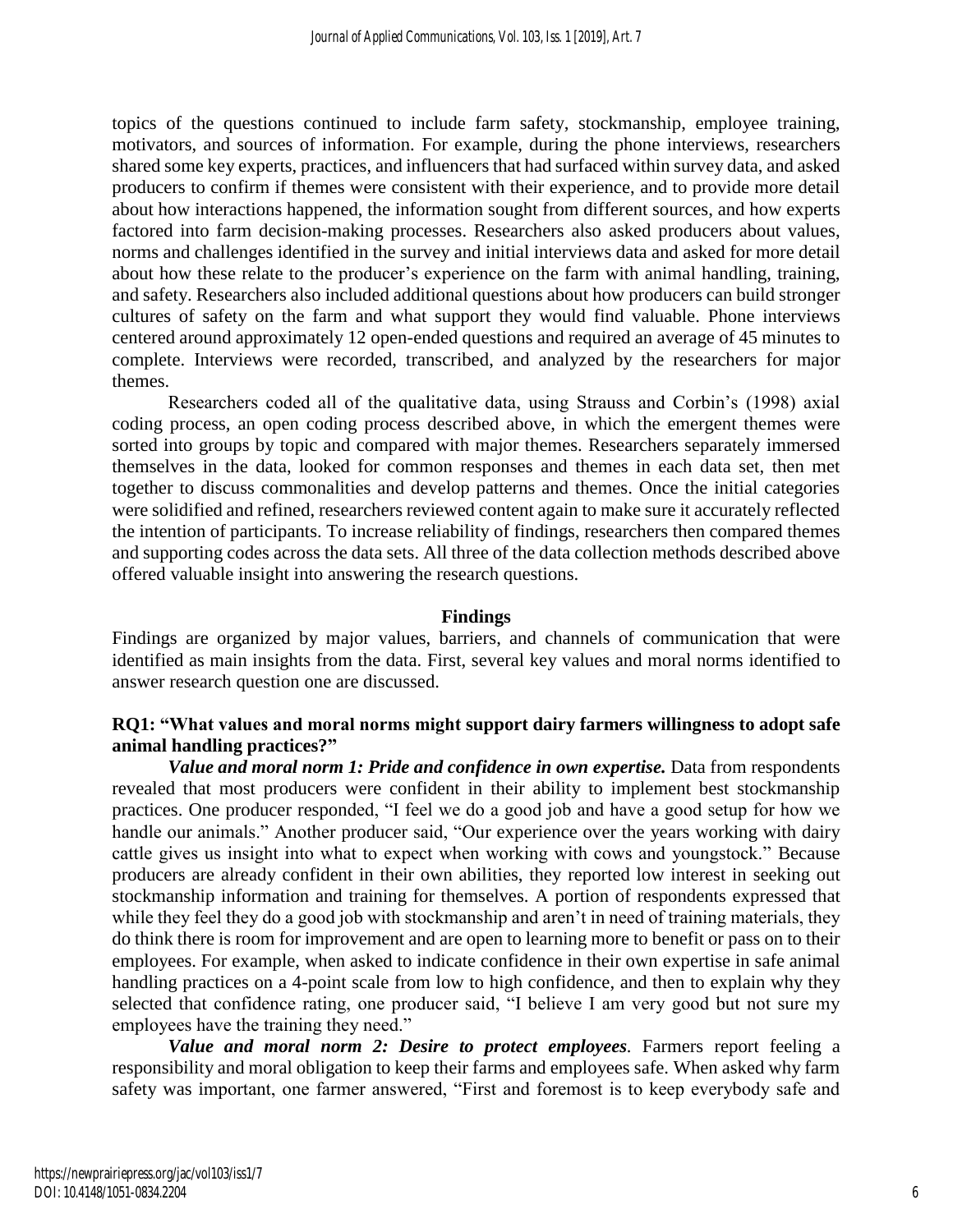topics of the questions continued to include farm safety, stockmanship, employee training, motivators, and sources of information. For example, during the phone interviews, researchers shared some key experts, practices, and influencers that had surfaced within survey data, and asked producers to confirm if themes were consistent with their experience, and to provide more detail about how interactions happened, the information sought from different sources, and how experts factored into farm decision-making processes. Researchers also asked producers about values, norms and challenges identified in the survey and initial interviews data and asked for more detail about how these relate to the producer's experience on the farm with animal handling, training, and safety. Researchers also included additional questions about how producers can build stronger cultures of safety on the farm and what support they would find valuable. Phone interviews centered around approximately 12 open-ended questions and required an average of 45 minutes to complete. Interviews were recorded, transcribed, and analyzed by the researchers for major themes.

Researchers coded all of the qualitative data, using Strauss and Corbin's (1998) axial coding process, an open coding process described above, in which the emergent themes were sorted into groups by topic and compared with major themes. Researchers separately immersed themselves in the data, looked for common responses and themes in each data set, then met together to discuss commonalities and develop patterns and themes. Once the initial categories were solidified and refined, researchers reviewed content again to make sure it accurately reflected the intention of participants. To increase reliability of findings, researchers then compared themes and supporting codes across the data sets. All three of the data collection methods described above offered valuable insight into answering the research questions.

## Findings

Findings are organized by major values, barriers, and channels of communication that were identified as main insights from the data. First, several key values and moral norms identified to answer research question one are discussed.

### RQ1: "What values and moral norms might support dairy farmers willingness to adopt safe animal handling practices?"

***Value and moral norm 1: Pride and confidence in own expertise.*** Data from respondents revealed that most producers were confident in their ability to implement best stockmanship practices. One producer responded, "I feel we do a good job and have a good setup for how we handle our animals." Another producer said, "Our experience over the years working with dairy cattle gives us insight into what to expect when working with cows and youngstock." Because producers are already confident in their own abilities, they reported low interest in seeking out stockmanship information and training for themselves. A portion of respondents expressed that while they feel they do a good job with stockmanship and aren't in need of training materials, they do think there is room for improvement and are open to learning more to benefit or pass on to their employees. For example, when asked to indicate confidence in their own expertise in safe animal handling practices on a 4-point scale from low to high confidence, and then to explain why they selected that confidence rating, one producer said, "I believe I am very good but not sure my employees have the training they need."

***Value and moral norm 2: Desire to protect employees*.** Farmers report feeling a responsibility and moral obligation to keep their farms and employees safe. When asked why farm safety was important, one farmer answered, "First and foremost is to keep everybody safe and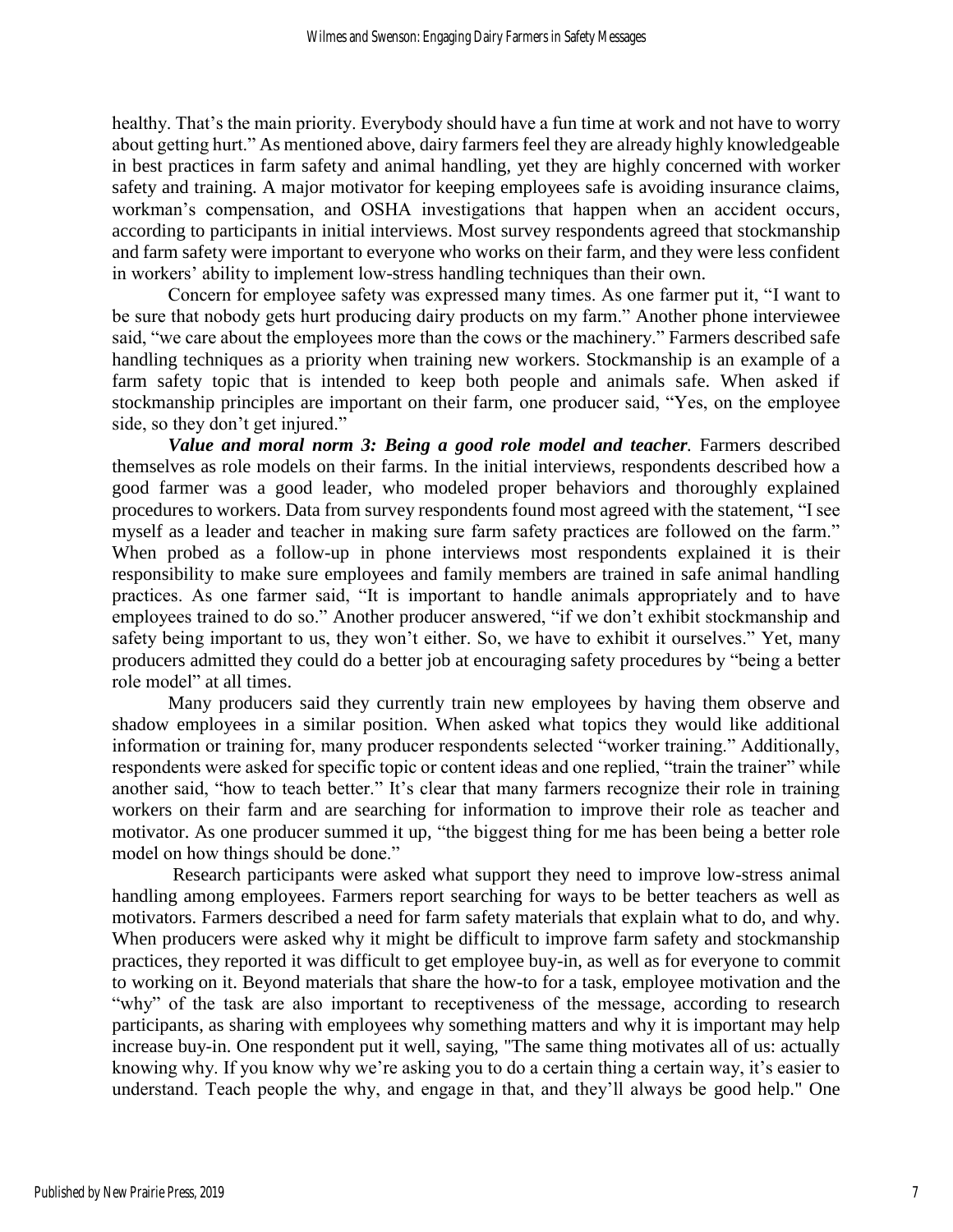healthy. That's the main priority. Everybody should have a fun time at work and not have to worry about getting hurt." As mentioned above, dairy farmers feel they are already highly knowledgeable in best practices in farm safety and animal handling, yet they are highly concerned with worker safety and training. A major motivator for keeping employees safe is avoiding insurance claims, workman's compensation, and OSHA investigations that happen when an accident occurs, according to participants in initial interviews. Most survey respondents agreed that stockmanship and farm safety were important to everyone who works on their farm, and they were less confident in workers' ability to implement low-stress handling techniques than their own.

Concern for employee safety was expressed many times. As one farmer put it, "I want to be sure that nobody gets hurt producing dairy products on my farm." Another phone interviewee said, "we care about the employees more than the cows or the machinery." Farmers described safe handling techniques as a priority when training new workers. Stockmanship is an example of a farm safety topic that is intended to keep both people and animals safe. When asked if stockmanship principles are important on their farm, one producer said, "Yes, on the employee side, so they don't get injured."

***Value and moral norm 3: Being a good role model and teacher.*** Farmers described themselves as role models on their farms. In the initial interviews, respondents described how a good farmer was a good leader, who modeled proper behaviors and thoroughly explained procedures to workers. Data from survey respondents found most agreed with the statement, "I see myself as a leader and teacher in making sure farm safety practices are followed on the farm." When probed as a follow-up in phone interviews most respondents explained it is their responsibility to make sure employees and family members are trained in safe animal handling practices. As one farmer said, "It is important to handle animals appropriately and to have employees trained to do so." Another producer answered, "if we don't exhibit stockmanship and safety being important to us, they won't either. So, we have to exhibit it ourselves." Yet, many producers admitted they could do a better job at encouraging safety procedures by "being a better role model" at all times.

Many producers said they currently train new employees by having them observe and shadow employees in a similar position. When asked what topics they would like additional information or training for, many producer respondents selected "worker training." Additionally, respondents were asked for specific topic or content ideas and one replied, "train the trainer" while another said, "how to teach better." It's clear that many farmers recognize their role in training workers on their farm and are searching for information to improve their role as teacher and motivator. As one producer summed it up, "the biggest thing for me has been being a better role model on how things should be done."

Research participants were asked what support they need to improve low-stress animal handling among employees. Farmers report searching for ways to be better teachers as well as motivators. Farmers described a need for farm safety materials that explain what to do, and why. When producers were asked why it might be difficult to improve farm safety and stockmanship practices, they reported it was difficult to get employee buy-in, as well as for everyone to commit to working on it. Beyond materials that share the how-to for a task, employee motivation and the "why" of the task are also important to receptiveness of the message, according to research participants, as sharing with employees why something matters and why it is important may help increase buy-in. One respondent put it well, saying, "The same thing motivates all of us: actually knowing why. If you know why we're asking you to do a certain thing a certain way, it's easier to understand. Teach people the why, and engage in that, and they'll always be good help." One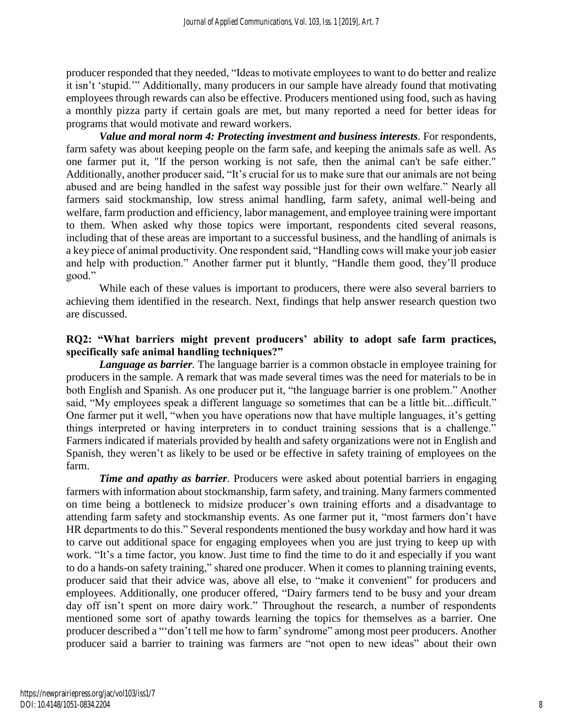producer responded that they needed, "Ideas to motivate employees to want to do better and realize it isn't 'stupid.'" Additionally, many producers in our sample have already found that motivating employees through rewards can also be effective. Producers mentioned using food, such as having a monthly pizza party if certain goals are met, but many reported a need for better ideas for programs that would motivate and reward workers.

***Value and moral norm 4: Protecting investment and business interests***. For respondents, farm safety was about keeping people on the farm safe, and keeping the animals safe as well. As one farmer put it, "If the person working is not safe, then the animal can't be safe either." Additionally, another producer said, "It's crucial for us to make sure that our animals are not being abused and are being handled in the safest way possible just for their own welfare." Nearly all farmers said stockmanship, low stress animal handling, farm safety, animal well-being and welfare, farm production and efficiency, labor management, and employee training were important to them. When asked why those topics were important, respondents cited several reasons, including that of these areas are important to a successful business, and the handling of animals is a key piece of animal productivity. One respondent said, "Handling cows will make your job easier and help with production." Another farmer put it bluntly, "Handle them good, they'll produce good."

While each of these values is important to producers, there were also several barriers to achieving them identified in the research. Next, findings that help answer research question two are discussed.

**RQ2: "What barriers might prevent producers' ability to adopt safe farm practices, specifically safe animal handling techniques?"**

***Language as barrier***. The language barrier is a common obstacle in employee training for producers in the sample. A remark that was made several times was the need for materials to be in both English and Spanish. As one producer put it, "the language barrier is one problem." Another said, "My employees speak a different language so sometimes that can be a little bit...difficult." One farmer put it well, "when you have operations now that have multiple languages, it's getting things interpreted or having interpreters in to conduct training sessions that is a challenge." Farmers indicated if materials provided by health and safety organizations were not in English and Spanish, they weren't as likely to be used or be effective in safety training of employees on the farm.

***Time and apathy as barrier***. Producers were asked about potential barriers in engaging farmers with information about stockmanship, farm safety, and training. Many farmers commented on time being a bottleneck to midsize producer's own training efforts and a disadvantage to attending farm safety and stockmanship events. As one farmer put it, "most farmers don't have HR departments to do this." Several respondents mentioned the busy workday and how hard it was to carve out additional space for engaging employees when you are just trying to keep up with work. "It's a time factor, you know. Just time to find the time to do it and especially if you want to do a hands-on safety training," shared one producer. When it comes to planning training events, producer said that their advice was, above all else, to "make it convenient" for producers and employees. Additionally, one producer offered, "Dairy farmers tend to be busy and your dream day off isn't spent on more dairy work." Throughout the research, a number of respondents mentioned some sort of apathy towards learning the topics for themselves as a barrier. One producer described a "'don't tell me how to farm' syndrome" among most peer producers. Another producer said a barrier to training was farmers are "not open to new ideas" about their own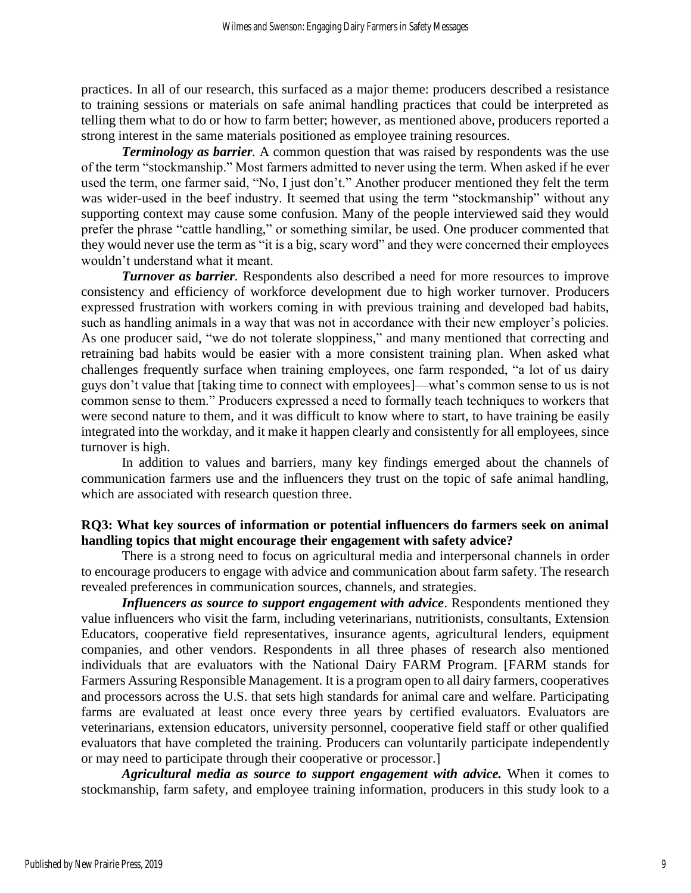practices. In all of our research, this surfaced as a major theme: producers described a resistance to training sessions or materials on safe animal handling practices that could be interpreted as telling them what to do or how to farm better; however, as mentioned above, producers reported a strong interest in the same materials positioned as employee training resources.

***Terminology as barrier**.* A common question that was raised by respondents was the use of the term "stockmanship." Most farmers admitted to never using the term. When asked if he ever used the term, one farmer said, "No, I just don't." Another producer mentioned they felt the term was wider-used in the beef industry. It seemed that using the term "stockmanship" without any supporting context may cause some confusion. Many of the people interviewed said they would prefer the phrase "cattle handling," or something similar, be used. One producer commented that they would never use the term as "it is a big, scary word" and they were concerned their employees wouldn't understand what it meant.

***Turnover as barrier**.* Respondents also described a need for more resources to improve consistency and efficiency of workforce development due to high worker turnover. Producers expressed frustration with workers coming in with previous training and developed bad habits, such as handling animals in a way that was not in accordance with their new employer's policies. As one producer said, "we do not tolerate sloppiness," and many mentioned that correcting and retraining bad habits would be easier with a more consistent training plan. When asked what challenges frequently surface when training employees, one farm responded, "a lot of us dairy guys don't value that [taking time to connect with employees]—what's common sense to us is not common sense to them." Producers expressed a need to formally teach techniques to workers that were second nature to them, and it was difficult to know where to start, to have training be easily integrated into the workday, and it make it happen clearly and consistently for all employees, since turnover is high.

In addition to values and barriers, many key findings emerged about the channels of communication farmers use and the influencers they trust on the topic of safe animal handling, which are associated with research question three.

**RQ3: What key sources of information or potential influencers do farmers seek on animal handling topics that might encourage their engagement with safety advice?**

There is a strong need to focus on agricultural media and interpersonal channels in order to encourage producers to engage with advice and communication about farm safety. The research revealed preferences in communication sources, channels, and strategies.

***Influencers as source to support engagement with advice***. Respondents mentioned they value influencers who visit the farm, including veterinarians, nutritionists, consultants, Extension Educators, cooperative field representatives, insurance agents, agricultural lenders, equipment companies, and other vendors. Respondents in all three phases of research also mentioned individuals that are evaluators with the National Dairy FARM Program. [FARM stands for Farmers Assuring Responsible Management. It is a program open to all dairy farmers, cooperatives and processors across the U.S. that sets high standards for animal care and welfare. Participating farms are evaluated at least once every three years by certified evaluators. Evaluators are veterinarians, extension educators, university personnel, cooperative field staff or other qualified evaluators that have completed the training. Producers can voluntarily participate independently or may need to participate through their cooperative or processor.]

***Agricultural media as source to support engagement with advice.*** When it comes to stockmanship, farm safety, and employee training information, producers in this study look to a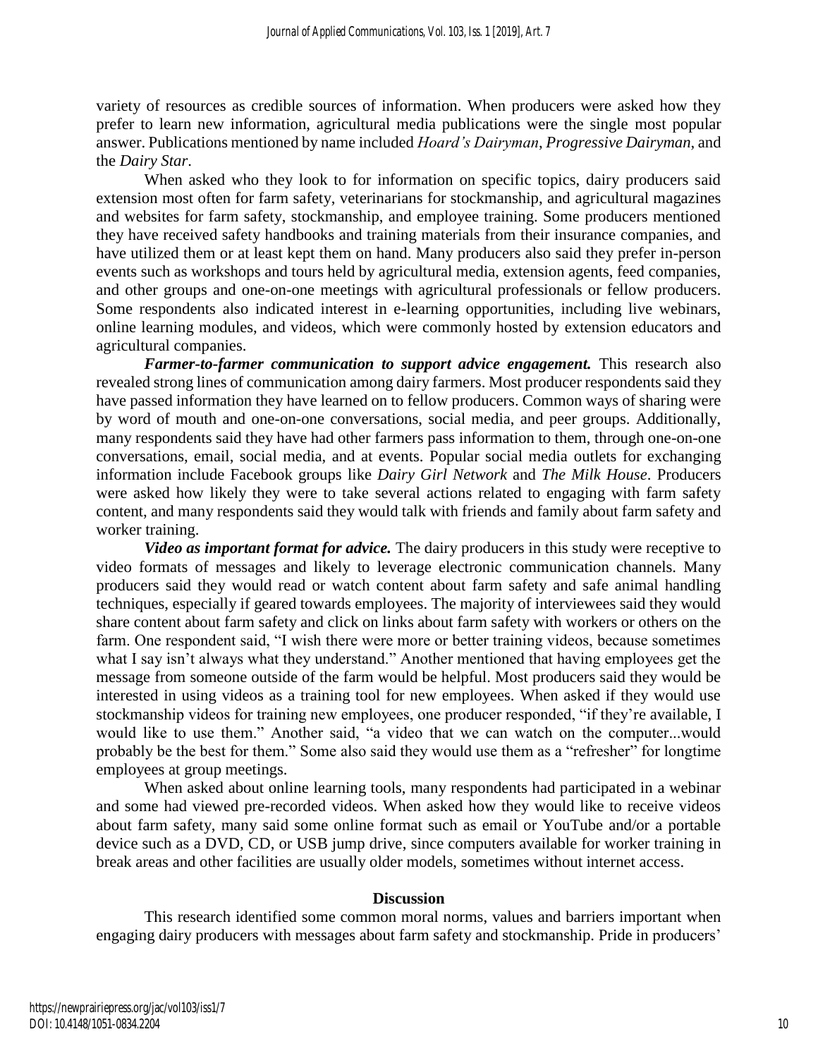variety of resources as credible sources of information. When producers were asked how they prefer to learn new information, agricultural media publications were the single most popular answer. Publications mentioned by name included *Hoard's Dairyman*, *Progressive Dairyman*, and the *Dairy Star*.

When asked who they look to for information on specific topics, dairy producers said extension most often for farm safety, veterinarians for stockmanship, and agricultural magazines and websites for farm safety, stockmanship, and employee training. Some producers mentioned they have received safety handbooks and training materials from their insurance companies, and have utilized them or at least kept them on hand. Many producers also said they prefer in-person events such as workshops and tours held by agricultural media, extension agents, feed companies, and other groups and one-on-one meetings with agricultural professionals or fellow producers. Some respondents also indicated interest in e-learning opportunities, including live webinars, online learning modules, and videos, which were commonly hosted by extension educators and agricultural companies.

***Farmer-to-farmer communication to support advice engagement.*** This research also revealed strong lines of communication among dairy farmers. Most producer respondents said they have passed information they have learned on to fellow producers. Common ways of sharing were by word of mouth and one-on-one conversations, social media, and peer groups. Additionally, many respondents said they have had other farmers pass information to them, through one-on-one conversations, email, social media, and at events. Popular social media outlets for exchanging information include Facebook groups like *Dairy Girl Network* and *The Milk House*. Producers were asked how likely they were to take several actions related to engaging with farm safety content, and many respondents said they would talk with friends and family about farm safety and worker training.

***Video as important format for advice.*** The dairy producers in this study were receptive to video formats of messages and likely to leverage electronic communication channels. Many producers said they would read or watch content about farm safety and safe animal handling techniques, especially if geared towards employees. The majority of interviewees said they would share content about farm safety and click on links about farm safety with workers or others on the farm. One respondent said, "I wish there were more or better training videos, because sometimes what I say isn't always what they understand." Another mentioned that having employees get the message from someone outside of the farm would be helpful. Most producers said they would be interested in using videos as a training tool for new employees. When asked if they would use stockmanship videos for training new employees, one producer responded, "if they're available, I would like to use them." Another said, "a video that we can watch on the computer...would probably be the best for them." Some also said they would use them as a "refresher" for longtime employees at group meetings.

When asked about online learning tools, many respondents had participated in a webinar and some had viewed pre-recorded videos. When asked how they would like to receive videos about farm safety, many said some online format such as email or YouTube and/or a portable device such as a DVD, CD, or USB jump drive, since computers available for worker training in break areas and other facilities are usually older models, sometimes without internet access.

## Discussion

This research identified some common moral norms, values and barriers important when engaging dairy producers with messages about farm safety and stockmanship. Pride in producers'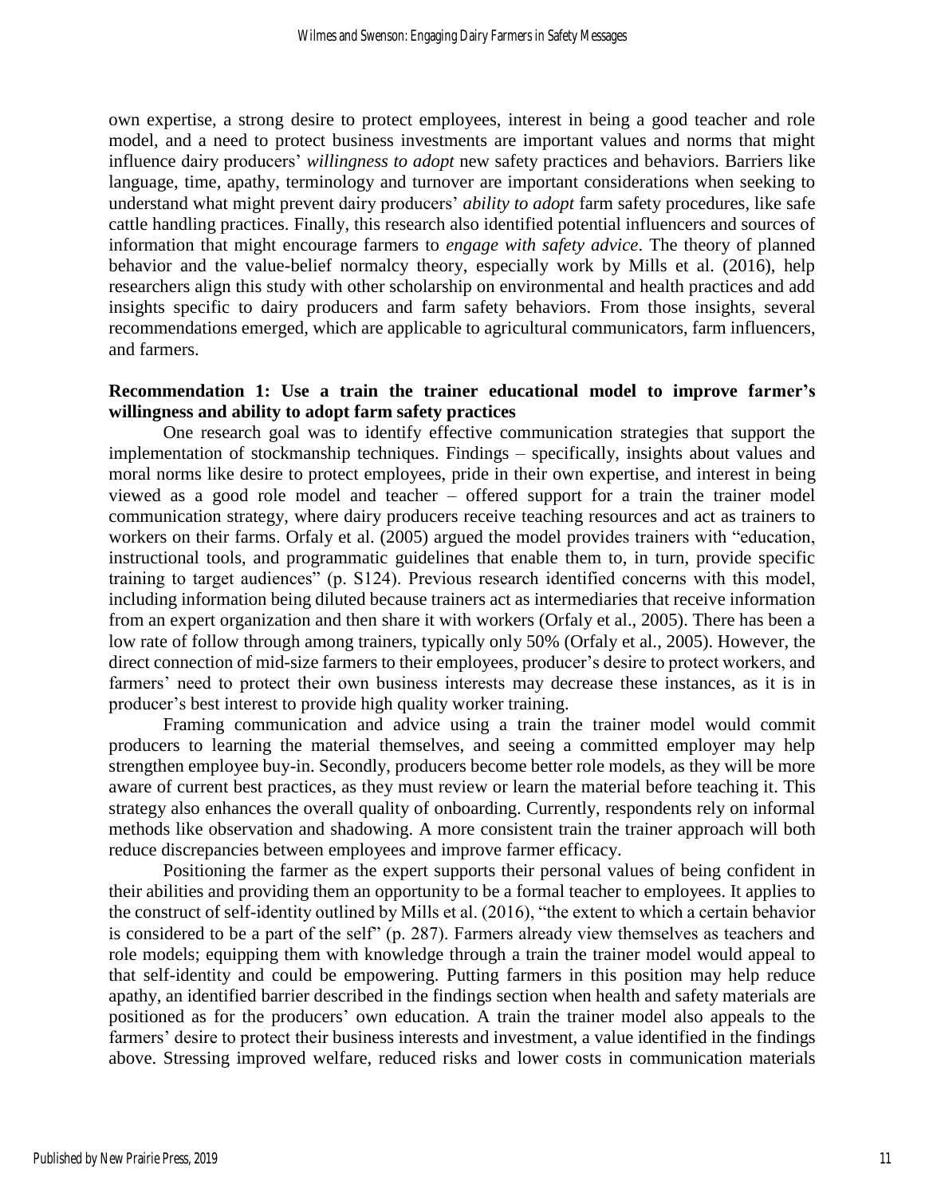own expertise, a strong desire to protect employees, interest in being a good teacher and role model, and a need to protect business investments are important values and norms that might influence dairy producers' *willingness to adopt* new safety practices and behaviors. Barriers like language, time, apathy, terminology and turnover are important considerations when seeking to understand what might prevent dairy producers' *ability to adopt* farm safety procedures, like safe cattle handling practices. Finally, this research also identified potential influencers and sources of information that might encourage farmers to *engage with safety advice*. The theory of planned behavior and the value-belief normalcy theory, especially work by Mills et al. (2016), help researchers align this study with other scholarship on environmental and health practices and add insights specific to dairy producers and farm safety behaviors. From those insights, several recommendations emerged, which are applicable to agricultural communicators, farm influencers, and farmers.

**Recommendation 1: Use a train the trainer educational model to improve farmer's willingness and ability to adopt farm safety practices**

One research goal was to identify effective communication strategies that support the implementation of stockmanship techniques. Findings – specifically, insights about values and moral norms like desire to protect employees, pride in their own expertise, and interest in being viewed as a good role model and teacher – offered support for a train the trainer model communication strategy, where dairy producers receive teaching resources and act as trainers to workers on their farms. Orfaly et al. (2005) argued the model provides trainers with "education, instructional tools, and programmatic guidelines that enable them to, in turn, provide specific training to target audiences" (p. S124). Previous research identified concerns with this model, including information being diluted because trainers act as intermediaries that receive information from an expert organization and then share it with workers (Orfaly et al., 2005). There has been a low rate of follow through among trainers, typically only 50% (Orfaly et al., 2005). However, the direct connection of mid-size farmers to their employees, producer's desire to protect workers, and farmers' need to protect their own business interests may decrease these instances, as it is in producer's best interest to provide high quality worker training.

Framing communication and advice using a train the trainer model would commit producers to learning the material themselves, and seeing a committed employer may help strengthen employee buy-in. Secondly, producers become better role models, as they will be more aware of current best practices, as they must review or learn the material before teaching it. This strategy also enhances the overall quality of onboarding. Currently, respondents rely on informal methods like observation and shadowing. A more consistent train the trainer approach will both reduce discrepancies between employees and improve farmer efficacy.

Positioning the farmer as the expert supports their personal values of being confident in their abilities and providing them an opportunity to be a formal teacher to employees. It applies to the construct of self-identity outlined by Mills et al. (2016), "the extent to which a certain behavior is considered to be a part of the self" (p. 287). Farmers already view themselves as teachers and role models; equipping them with knowledge through a train the trainer model would appeal to that self-identity and could be empowering. Putting farmers in this position may help reduce apathy, an identified barrier described in the findings section when health and safety materials are positioned as for the producers' own education. A train the trainer model also appeals to the farmers' desire to protect their business interests and investment, a value identified in the findings above. Stressing improved welfare, reduced risks and lower costs in communication materials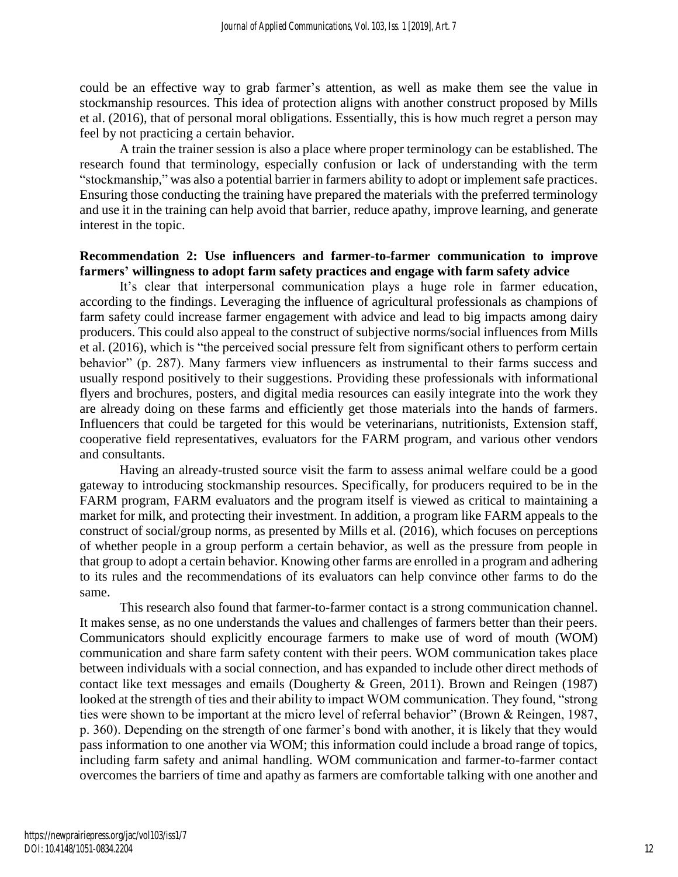could be an effective way to grab farmer's attention, as well as make them see the value in stockmanship resources. This idea of protection aligns with another construct proposed by Mills et al. (2016), that of personal moral obligations. Essentially, this is how much regret a person may feel by not practicing a certain behavior.

A train the trainer session is also a place where proper terminology can be established. The research found that terminology, especially confusion or lack of understanding with the term "stockmanship," was also a potential barrier in farmers ability to adopt or implement safe practices. Ensuring those conducting the training have prepared the materials with the preferred terminology and use it in the training can help avoid that barrier, reduce apathy, improve learning, and generate interest in the topic.

**Recommendation 2: Use influencers and farmer-to-farmer communication to improve farmers' willingness to adopt farm safety practices and engage with farm safety advice**

It's clear that interpersonal communication plays a huge role in farmer education, according to the findings. Leveraging the influence of agricultural professionals as champions of farm safety could increase farmer engagement with advice and lead to big impacts among dairy producers. This could also appeal to the construct of subjective norms/social influences from Mills et al. (2016), which is "the perceived social pressure felt from significant others to perform certain behavior" (p. 287). Many farmers view influencers as instrumental to their farms success and usually respond positively to their suggestions. Providing these professionals with informational flyers and brochures, posters, and digital media resources can easily integrate into the work they are already doing on these farms and efficiently get those materials into the hands of farmers. Influencers that could be targeted for this would be veterinarians, nutritionists, Extension staff, cooperative field representatives, evaluators for the FARM program, and various other vendors and consultants.

Having an already-trusted source visit the farm to assess animal welfare could be a good gateway to introducing stockmanship resources. Specifically, for producers required to be in the FARM program, FARM evaluators and the program itself is viewed as critical to maintaining a market for milk, and protecting their investment. In addition, a program like FARM appeals to the construct of social/group norms, as presented by Mills et al. (2016), which focuses on perceptions of whether people in a group perform a certain behavior, as well as the pressure from people in that group to adopt a certain behavior. Knowing other farms are enrolled in a program and adhering to its rules and the recommendations of its evaluators can help convince other farms to do the same.

This research also found that farmer-to-farmer contact is a strong communication channel. It makes sense, as no one understands the values and challenges of farmers better than their peers. Communicators should explicitly encourage farmers to make use of word of mouth (WOM) communication and share farm safety content with their peers. WOM communication takes place between individuals with a social connection, and has expanded to include other direct methods of contact like text messages and emails (Dougherty & Green, 2011). Brown and Reingen (1987) looked at the strength of ties and their ability to impact WOM communication. They found, "strong ties were shown to be important at the micro level of referral behavior" (Brown & Reingen, 1987, p. 360). Depending on the strength of one farmer's bond with another, it is likely that they would pass information to one another via WOM; this information could include a broad range of topics, including farm safety and animal handling. WOM communication and farmer-to-farmer contact overcomes the barriers of time and apathy as farmers are comfortable talking with one another and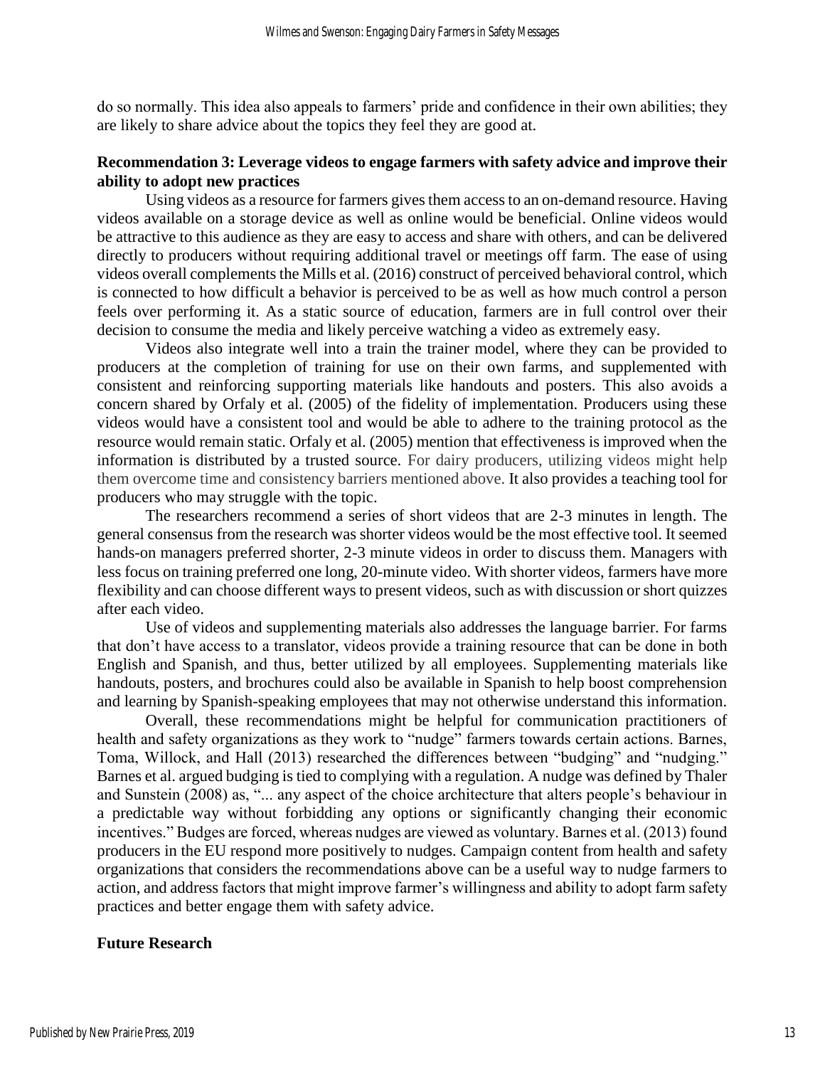do so normally. This idea also appeals to farmers' pride and confidence in their own abilities; they are likely to share advice about the topics they feel they are good at.

### Recommendation 3: Leverage videos to engage farmers with safety advice and improve their ability to adopt new practices

Using videos as a resource for farmers gives them access to an on-demand resource. Having videos available on a storage device as well as online would be beneficial. Online videos would be attractive to this audience as they are easy to access and share with others, and can be delivered directly to producers without requiring additional travel or meetings off farm. The ease of using videos overall complements the Mills et al. (2016) construct of perceived behavioral control, which is connected to how difficult a behavior is perceived to be as well as how much control a person feels over performing it. As a static source of education, farmers are in full control over their decision to consume the media and likely perceive watching a video as extremely easy.

Videos also integrate well into a train the trainer model, where they can be provided to producers at the completion of training for use on their own farms, and supplemented with consistent and reinforcing supporting materials like handouts and posters. This also avoids a concern shared by Orfaly et al. (2005) of the fidelity of implementation. Producers using these videos would have a consistent tool and would be able to adhere to the training protocol as the resource would remain static. Orfaly et al. (2005) mention that effectiveness is improved when the information is distributed by a trusted source. For dairy producers, utilizing videos might help them overcome time and consistency barriers mentioned above. It also provides a teaching tool for producers who may struggle with the topic.

The researchers recommend a series of short videos that are 2-3 minutes in length. The general consensus from the research was shorter videos would be the most effective tool. It seemed hands-on managers preferred shorter, 2-3 minute videos in order to discuss them. Managers with less focus on training preferred one long, 20-minute video. With shorter videos, farmers have more flexibility and can choose different ways to present videos, such as with discussion or short quizzes after each video.

Use of videos and supplementing materials also addresses the language barrier. For farms that don't have access to a translator, videos provide a training resource that can be done in both English and Spanish, and thus, better utilized by all employees. Supplementing materials like handouts, posters, and brochures could also be available in Spanish to help boost comprehension and learning by Spanish-speaking employees that may not otherwise understand this information.

Overall, these recommendations might be helpful for communication practitioners of health and safety organizations as they work to "nudge" farmers towards certain actions. Barnes, Toma, Willock, and Hall (2013) researched the differences between "budging" and "nudging." Barnes et al. argued budging is tied to complying with a regulation. A nudge was defined by Thaler and Sunstein (2008) as, "... any aspect of the choice architecture that alters people's behaviour in a predictable way without forbidding any options or significantly changing their economic incentives." Budges are forced, whereas nudges are viewed as voluntary. Barnes et al. (2013) found producers in the EU respond more positively to nudges. Campaign content from health and safety organizations that considers the recommendations above can be a useful way to nudge farmers to action, and address factors that might improve farmer's willingness and ability to adopt farm safety practices and better engage them with safety advice.

## Future Research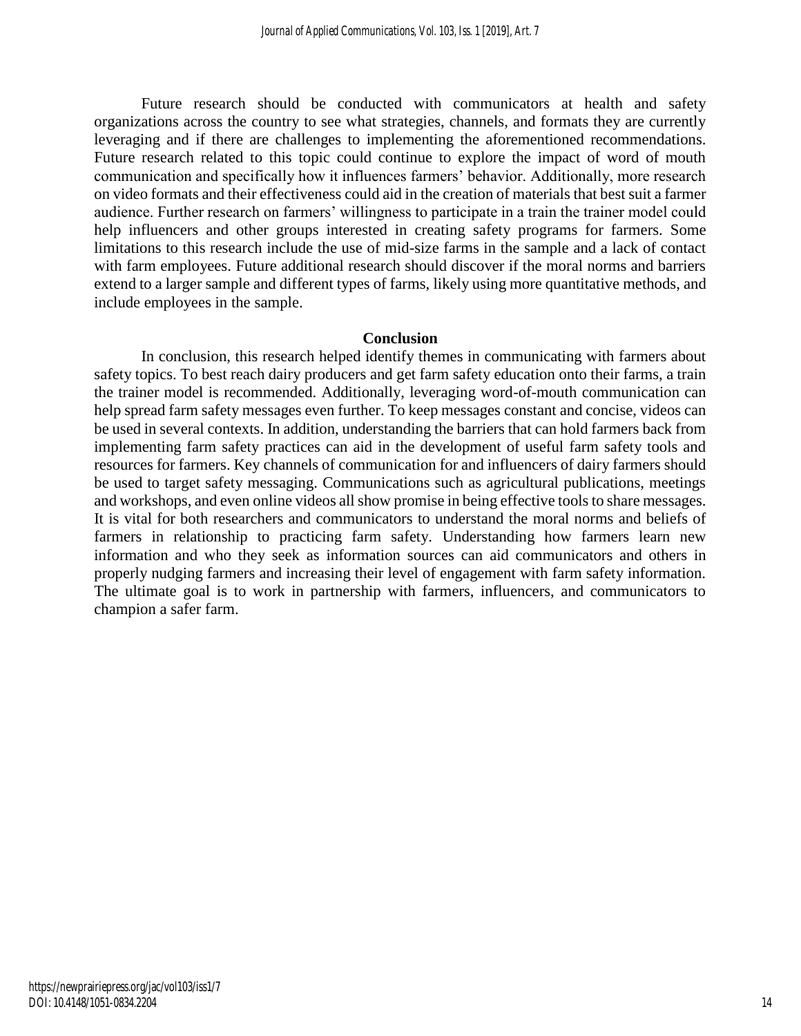Future research should be conducted with communicators at health and safety organizations across the country to see what strategies, channels, and formats they are currently leveraging and if there are challenges to implementing the aforementioned recommendations. Future research related to this topic could continue to explore the impact of word of mouth communication and specifically how it influences farmers' behavior. Additionally, more research on video formats and their effectiveness could aid in the creation of materials that best suit a farmer audience. Further research on farmers' willingness to participate in a train the trainer model could help influencers and other groups interested in creating safety programs for farmers. Some limitations to this research include the use of mid-size farms in the sample and a lack of contact with farm employees. Future additional research should discover if the moral norms and barriers extend to a larger sample and different types of farms, likely using more quantitative methods, and include employees in the sample.

## Conclusion

In conclusion, this research helped identify themes in communicating with farmers about safety topics. To best reach dairy producers and get farm safety education onto their farms, a train the trainer model is recommended. Additionally, leveraging word-of-mouth communication can help spread farm safety messages even further. To keep messages constant and concise, videos can be used in several contexts. In addition, understanding the barriers that can hold farmers back from implementing farm safety practices can aid in the development of useful farm safety tools and resources for farmers. Key channels of communication for and influencers of dairy farmers should be used to target safety messaging. Communications such as agricultural publications, meetings and workshops, and even online videos all show promise in being effective tools to share messages. It is vital for both researchers and communicators to understand the moral norms and beliefs of farmers in relationship to practicing farm safety. Understanding how farmers learn new information and who they seek as information sources can aid communicators and others in properly nudging farmers and increasing their level of engagement with farm safety information. The ultimate goal is to work in partnership with farmers, influencers, and communicators to champion a safer farm.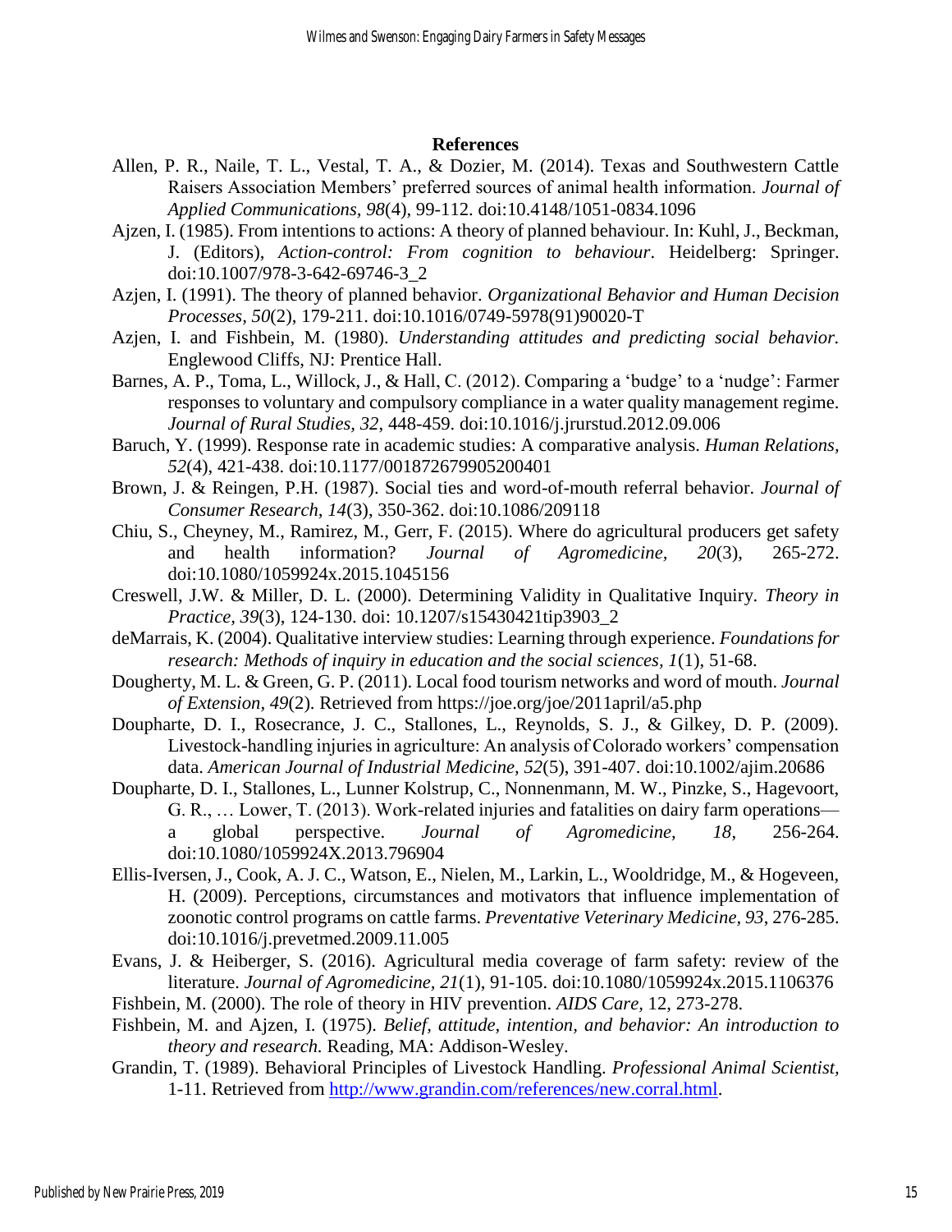## References

Allen, P. R., Naile, T. L., Vestal, T. A., & Dozier, M. (2014). Texas and Southwestern Cattle Raisers Association Members' preferred sources of animal health information. *Journal of Applied Communications, 98*(4), 99-112. doi:10.4148/1051-0834.1096

Ajzen, I. (1985). From intentions to actions: A theory of planned behaviour. In: Kuhl, J., Beckman, J. (Editors), *Action-control: From cognition to behaviour*. Heidelberg: Springer. doi:10.1007/978-3-642-69746-3_2

Azjen, I. (1991). The theory of planned behavior. *Organizational Behavior and Human Decision Processes, 50*(2), 179-211. doi:10.1016/0749-5978(91)90020-T

Azjen, I. and Fishbein, M. (1980). *Understanding attitudes and predicting social behavior.* Englewood Cliffs, NJ: Prentice Hall.

Barnes, A. P., Toma, L., Willock, J., & Hall, C. (2012). Comparing a 'budge' to a 'nudge': Farmer responses to voluntary and compulsory compliance in a water quality management regime. *Journal of Rural Studies, 32*, 448-459. doi:10.1016/j.jrurstud.2012.09.006

Baruch, Y. (1999). Response rate in academic studies: A comparative analysis. *Human Relations, 52*(4), 421-438. doi:10.1177/001872679905200401

Brown, J. & Reingen, P.H. (1987). Social ties and word-of-mouth referral behavior. *Journal of Consumer Research, 14*(3), 350-362. doi:10.1086/209118

Chiu, S., Cheyney, M., Ramirez, M., Gerr, F. (2015). Where do agricultural producers get safety and health information? *Journal of Agromedicine, 20*(3), 265-272. doi:10.1080/1059924x.2015.1045156

Creswell, J.W. & Miller, D. L. (2000). Determining Validity in Qualitative Inquiry. *Theory in Practice, 39*(3), 124-130. doi: 10.1207/s15430421tip3903_2

deMarrais, K. (2004). Qualitative interview studies: Learning through experience. *Foundations for research: Methods of inquiry in education and the social sciences, 1*(1), 51-68.

Dougherty, M. L. & Green, G. P. (2011). Local food tourism networks and word of mouth. *Journal of Extension, 49*(2). Retrieved from https://joe.org/joe/2011april/a5.php

Doupharte, D. I., Rosecrance, J. C., Stallones, L., Reynolds, S. J., & Gilkey, D. P. (2009). Livestock-handling injuries in agriculture: An analysis of Colorado workers' compensation data. *American Journal of Industrial Medicine, 52*(5), 391-407. doi:10.1002/ajim.20686

Doupharte, D. I., Stallones, L., Lunner Kolstrup, C., Nonnenmann, M. W., Pinzke, S., Hagevoort, G. R., … Lower, T. (2013). Work-related injuries and fatalities on dairy farm operations—a global perspective. *Journal of Agromedicine, 18*, 256-264. doi:10.1080/1059924X.2013.796904

Ellis-Iversen, J., Cook, A. J. C., Watson, E., Nielen, M., Larkin, L., Wooldridge, M., & Hogeveen, H. (2009). Perceptions, circumstances and motivators that influence implementation of zoonotic control programs on cattle farms. *Preventative Veterinary Medicine, 93*, 276-285. doi:10.1016/j.prevetmed.2009.11.005

Evans, J. & Heiberger, S. (2016). Agricultural media coverage of farm safety: review of the literature. *Journal of Agromedicine, 21*(1), 91-105. doi:10.1080/1059924x.2015.1106376

Fishbein, M. (2000). The role of theory in HIV prevention. *AIDS Care,* 12, 273-278.

Fishbein, M. and Ajzen, I. (1975). *Belief, attitude, intention, and behavior: An introduction to theory and research.* Reading, MA: Addison-Wesley.

Grandin, T. (1989). Behavioral Principles of Livestock Handling. *Professional Animal Scientist,* 1-11. Retrieved from http://www.grandin.com/references/new.corral.html.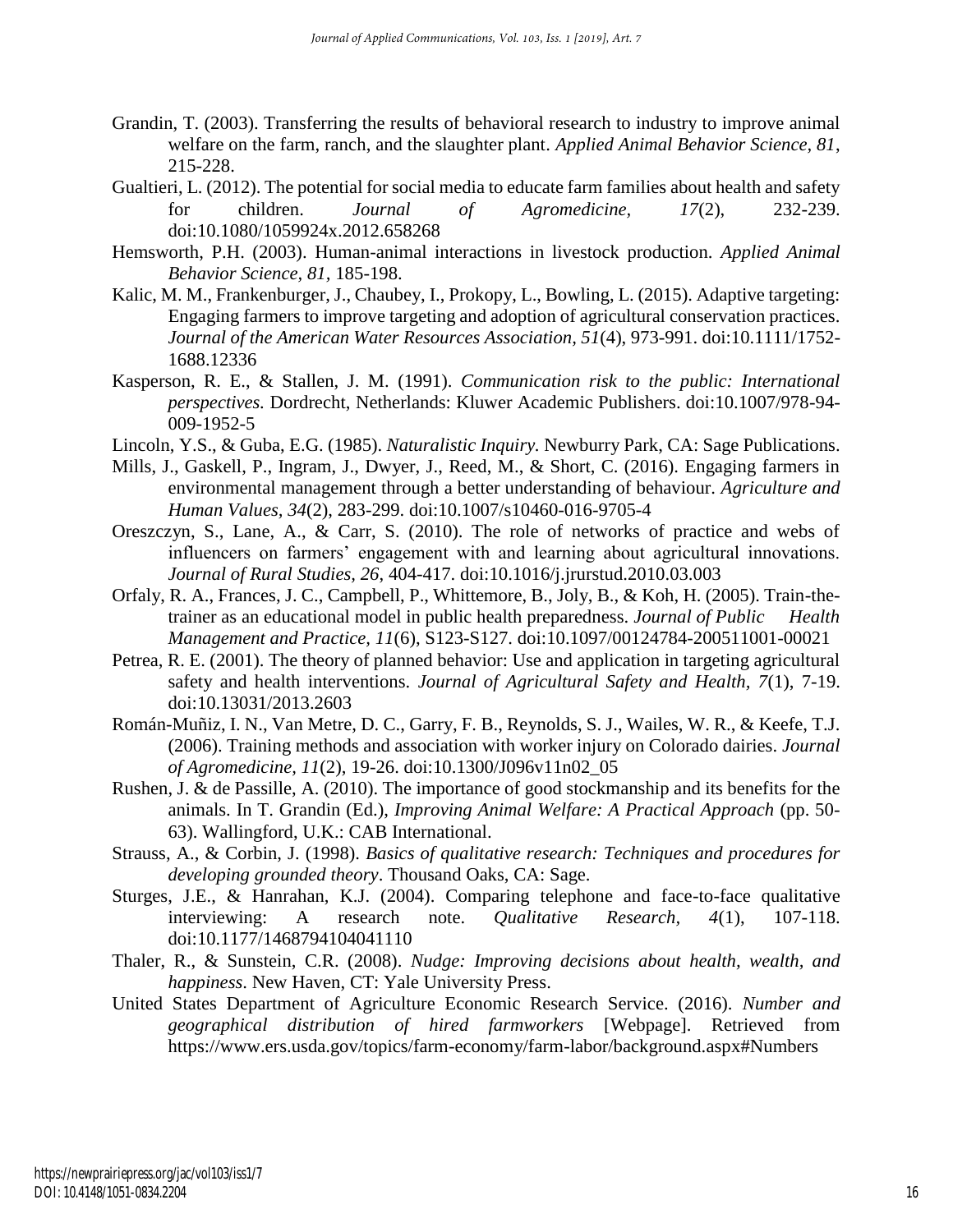Grandin, T. (2003). Transferring the results of behavioral research to industry to improve animal welfare on the farm, ranch, and the slaughter plant. *Applied Animal Behavior Science, 81*, 215-228.

Gualtieri, L. (2012). The potential for social media to educate farm families about health and safety for children. *Journal of Agromedicine, 17*(2), 232-239. doi:10.1080/1059924x.2012.658268

Hemsworth, P.H. (2003). Human-animal interactions in livestock production. *Applied Animal Behavior Science, 81*, 185-198.

Kalic, M. M., Frankenburger, J., Chaubey, I., Prokopy, L., Bowling, L. (2015). Adaptive targeting: Engaging farmers to improve targeting and adoption of agricultural conservation practices. *Journal of the American Water Resources Association, 51*(4), 973-991. doi:10.1111/1752-1688.12336

Kasperson, R. E., & Stallen, J. M. (1991). *Communication risk to the public: International perspectives.* Dordrecht, Netherlands: Kluwer Academic Publishers. doi:10.1007/978-94-009-1952-5

Lincoln, Y.S., & Guba, E.G. (1985). *Naturalistic Inquiry.* Newburry Park, CA: Sage Publications.

Mills, J., Gaskell, P., Ingram, J., Dwyer, J., Reed, M., & Short, C. (2016). Engaging farmers in environmental management through a better understanding of behaviour. *Agriculture and Human Values, 34*(2), 283-299. doi:10.1007/s10460-016-9705-4

Oreszczyn, S., Lane, A., & Carr, S. (2010). The role of networks of practice and webs of influencers on farmers' engagement with and learning about agricultural innovations. *Journal of Rural Studies, 26*, 404-417. doi:10.1016/j.jrurstud.2010.03.003

Orfaly, R. A., Frances, J. C., Campbell, P., Whittemore, B., Joly, B., & Koh, H. (2005). Train-the-trainer as an educational model in public health preparedness. *Journal of Public Health Management and Practice, 11*(6), S123-S127. doi:10.1097/00124784-200511001-00021

Petrea, R. E. (2001). The theory of planned behavior: Use and application in targeting agricultural safety and health interventions. *Journal of Agricultural Safety and Health, 7*(1), 7-19. doi:10.13031/2013.2603

Román-Muñiz, I. N., Van Metre, D. C., Garry, F. B., Reynolds, S. J., Wailes, W. R., & Keefe, T.J. (2006). Training methods and association with worker injury on Colorado dairies. *Journal of Agromedicine, 11*(2), 19-26. doi:10.1300/J096v11n02_05

Rushen, J. & de Passille, A. (2010). The importance of good stockmanship and its benefits for the animals. In T. Grandin (Ed.), *Improving Animal Welfare: A Practical Approach* (pp. 50-63). Wallingford, U.K.: CAB International.

Strauss, A., & Corbin, J. (1998). *Basics of qualitative research: Techniques and procedures for developing grounded theory*. Thousand Oaks, CA: Sage.

Sturges, J.E., & Hanrahan, K.J. (2004). Comparing telephone and face-to-face qualitative interviewing: A research note. *Qualitative Research, 4*(1), 107-118. doi:10.1177/1468794104041110

Thaler, R., & Sunstein, C.R. (2008). *Nudge: Improving decisions about health, wealth, and happiness*. New Haven, CT: Yale University Press.

United States Department of Agriculture Economic Research Service. (2016). *Number and geographical distribution of hired farmworkers* [Webpage]. Retrieved from https://www.ers.usda.gov/topics/farm-economy/farm-labor/background.aspx#Numbers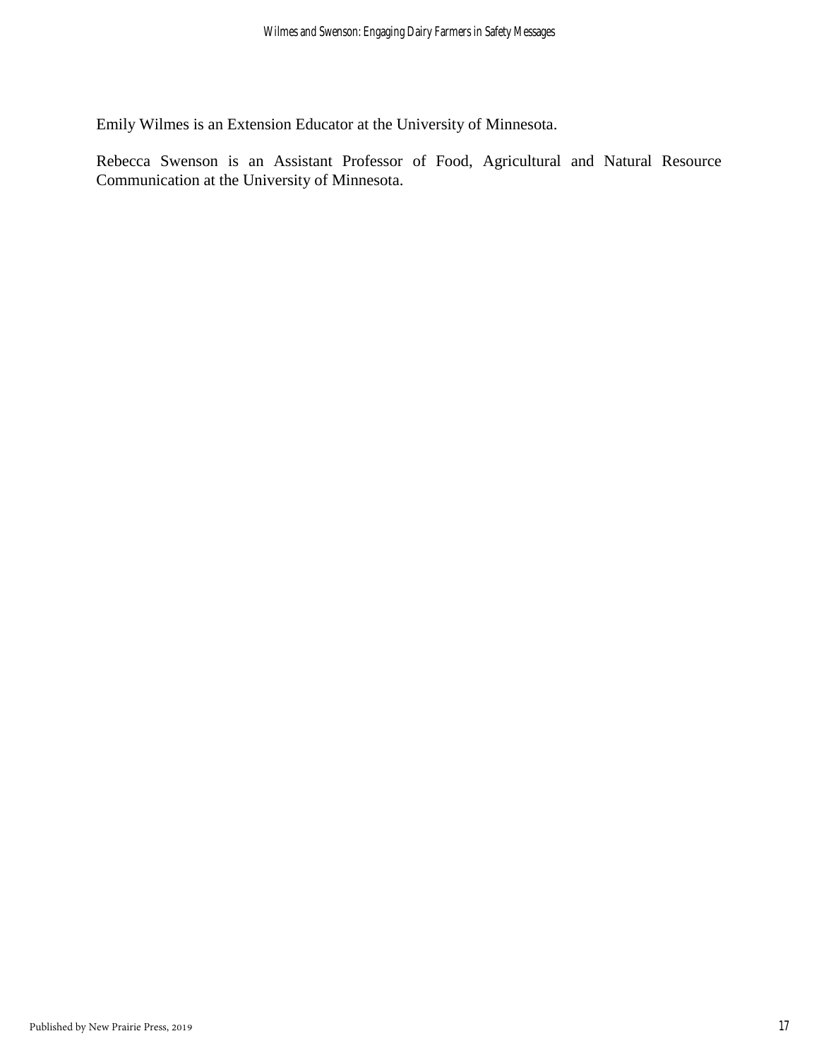Emily Wilmes is an Extension Educator at the University of Minnesota.

Rebecca Swenson is an Assistant Professor of Food, Agricultural and Natural Resource Communication at the University of Minnesota.